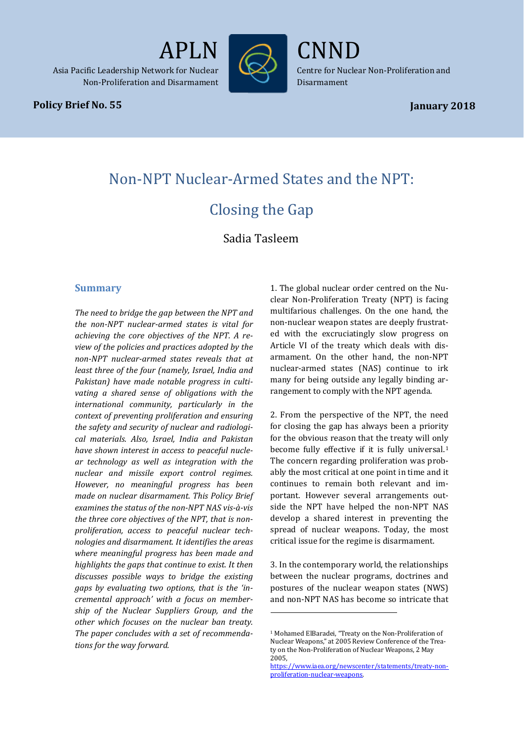APLN

Asia Pacific Leadership Network for Nuclear Non-Proliferation and Disarmament

CNND

Centre for Nuclear Non-Proliferation and Disarmament

**Policy Brief No. 55**

**January 2018**

# Non-NPT Nuclear-Armed States and the NPT: Closing the Gap

Sadia Tasleem

## Summary

*The need to bridge the gap between the NPT and the non-NPT nuclear-armed states is vital for achieving the core objectives of the NPT. A review of the policies and practices adopted by the non-NPT nuclear-armed states reveals that at least three of the four (namely, Israel, India and Pakistan) have made notable progress in cultivating a shared sense of obligations with the international community, particularly in the context of preventing proliferation and ensuring the safety and security of nuclear and radiological materials. Also, Israel, India and Pakistan have shown interest in access to peaceful nuclear technology as well as integration with the nuclear and missile export control regimes. However, no meaningful progress has been made on nuclear disarmament. This Policy Brief examines the status of the non-NPT NAS vis-à-vis the three core objectives of the NPT, that is non-proliferation, access to peaceful nuclear technologies and disarmament. It identifies the areas where meaningful progress has been made and highlights the gaps that continue to exist. It then discusses possible ways to bridge the existing gaps by evaluating two options, that is the 'incremental approach' with a focus on membership of the Nuclear Suppliers Group, and the other which focuses on the nuclear ban treaty. The paper concludes with a set of recommendations for the way forward.*

1. The global nuclear order centred on the Nuclear Non-Proliferation Treaty (NPT) is facing multifarious challenges. On the one hand, the non-nuclear weapon states are deeply frustrated with the excruciatingly slow progress on Article VI of the treaty which deals with disarmament. On the other hand, the non-NPT nuclear-armed states (NAS) continue to irk many for being outside any legally binding arrangement to comply with the NPT agenda.

2. From the perspective of the NPT, the need for closing the gap has always been a priority for the obvious reason that the treaty will only become fully effective if it is fully universal.[1] The concern regarding proliferation was probably the most critical at one point in time and it continues to remain both relevant and important. However several arrangements outside the NPT have helped the non-NPT NAS develop a shared interest in preventing the spread of nuclear weapons. Today, the most critical issue for the regime is disarmament.

3. In the contemporary world, the relationships between the nuclear programs, doctrines and postures of the nuclear weapon states (NWS) and non-NPT NAS has become so intricate that

---

[1] Mohamed ElBaradei, "Treaty on the Non-Proliferation of Nuclear Weapons," at 2005 Review Conference of the Treaty on the Non-Proliferation of Nuclear Weapons, 2 May 2005, https://www.iaea.org/newscenter/statements/treaty-non-proliferation-nuclear-weapons.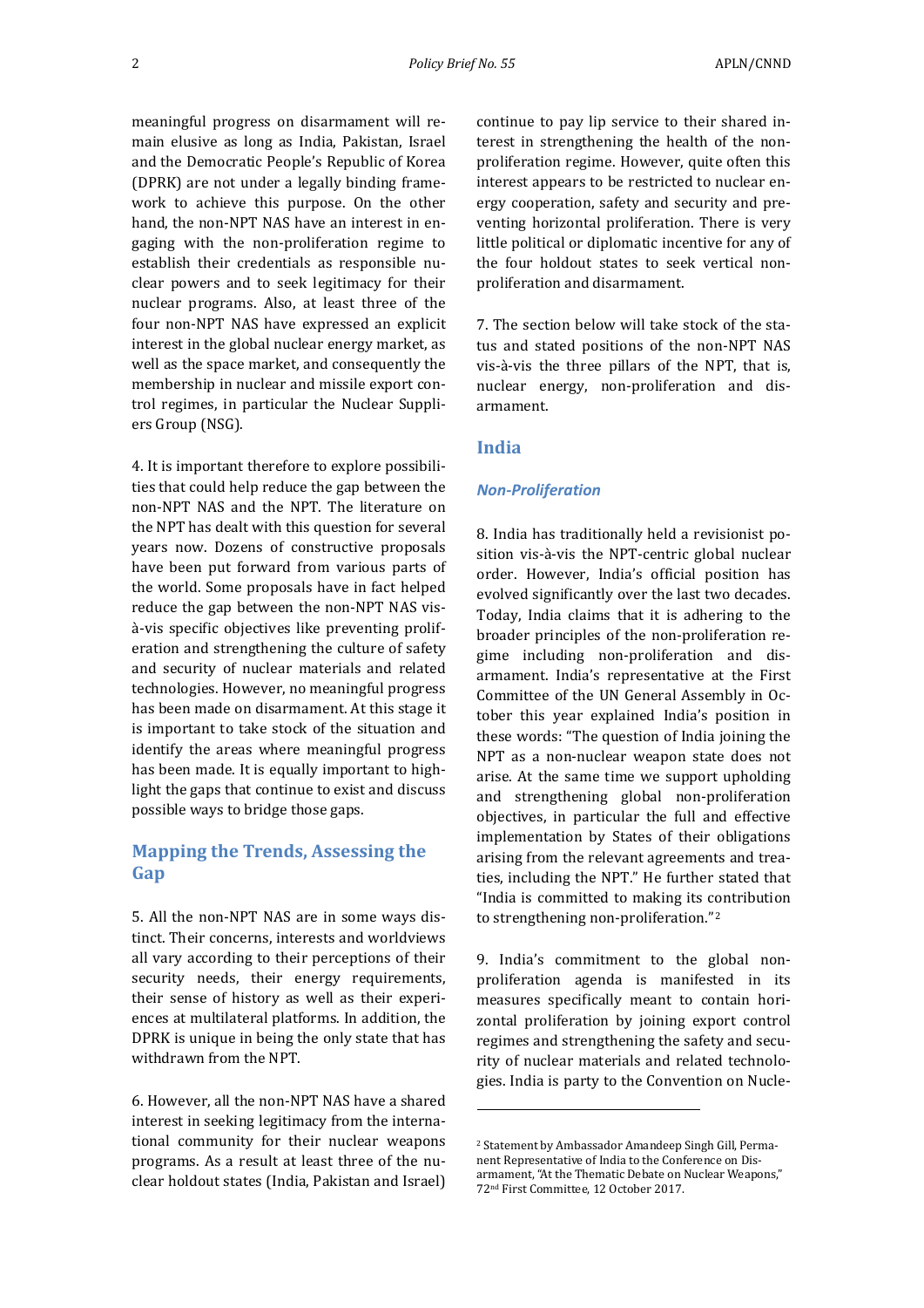meaningful progress on disarmament will remain elusive as long as India, Pakistan, Israel and the Democratic People's Republic of Korea (DPRK) are not under a legally binding framework to achieve this purpose. On the other hand, the non-NPT NAS have an interest in engaging with the non-proliferation regime to establish their credentials as responsible nuclear powers and to seek legitimacy for their nuclear programs. Also, at least three of the four non-NPT NAS have expressed an explicit interest in the global nuclear energy market, as well as the space market, and consequently the membership in nuclear and missile export control regimes, in particular the Nuclear Suppliers Group (NSG).

4. It is important therefore to explore possibilities that could help reduce the gap between the non-NPT NAS and the NPT. The literature on the NPT has dealt with this question for several years now. Dozens of constructive proposals have been put forward from various parts of the world. Some proposals have in fact helped reduce the gap between the non-NPT NAS vis-à-vis specific objectives like preventing proliferation and strengthening the culture of safety and security of nuclear materials and related technologies. However, no meaningful progress has been made on disarmament. At this stage it is important to take stock of the situation and identify the areas where meaningful progress has been made. It is equally important to highlight the gaps that continue to exist and discuss possible ways to bridge those gaps.

## Mapping the Trends, Assessing the Gap

5. All the non-NPT NAS are in some ways distinct. Their concerns, interests and worldviews all vary according to their perceptions of their security needs, their energy requirements, their sense of history as well as their experiences at multilateral platforms. In addition, the DPRK is unique in being the only state that has withdrawn from the NPT.

6. However, all the non-NPT NAS have a shared interest in seeking legitimacy from the international community for their nuclear weapons programs. As a result at least three of the nuclear holdout states (India, Pakistan and Israel) continue to pay lip service to their shared interest in strengthening the health of the non-proliferation regime. However, quite often this interest appears to be restricted to nuclear energy cooperation, safety and security and preventing horizontal proliferation. There is very little political or diplomatic incentive for any of the four holdout states to seek vertical non-proliferation and disarmament.

7. The section below will take stock of the status and stated positions of the non-NPT NAS vis-à-vis the three pillars of the NPT, that is, nuclear energy, non-proliferation and disarmament.

## India

### *Non-Proliferation*

8. India has traditionally held a revisionist position vis-à-vis the NPT-centric global nuclear order. However, India's official position has evolved significantly over the last two decades. Today, India claims that it is adhering to the broader principles of the non-proliferation regime including non-proliferation and disarmament. India's representative at the First Committee of the UN General Assembly in October this year explained India's position in these words: "The question of India joining the NPT as a non-nuclear weapon state does not arise. At the same time we support upholding and strengthening global non-proliferation objectives, in particular the full and effective implementation by States of their obligations arising from the relevant agreements and treaties, including the NPT." He further stated that "India is committed to making its contribution to strengthening non-proliferation."[2]

9. India's commitment to the global non-proliferation agenda is manifested in its measures specifically meant to contain horizontal proliferation by joining export control regimes and strengthening the safety and security of nuclear materials and related technologies. India is party to the Convention on Nucle-

---

[2] Statement by Ambassador Amandeep Singh Gill, Permanent Representative of India to the Conference on Disarmament, "At the Thematic Debate on Nuclear Weapons," 72nd First Committee, 12 October 2017.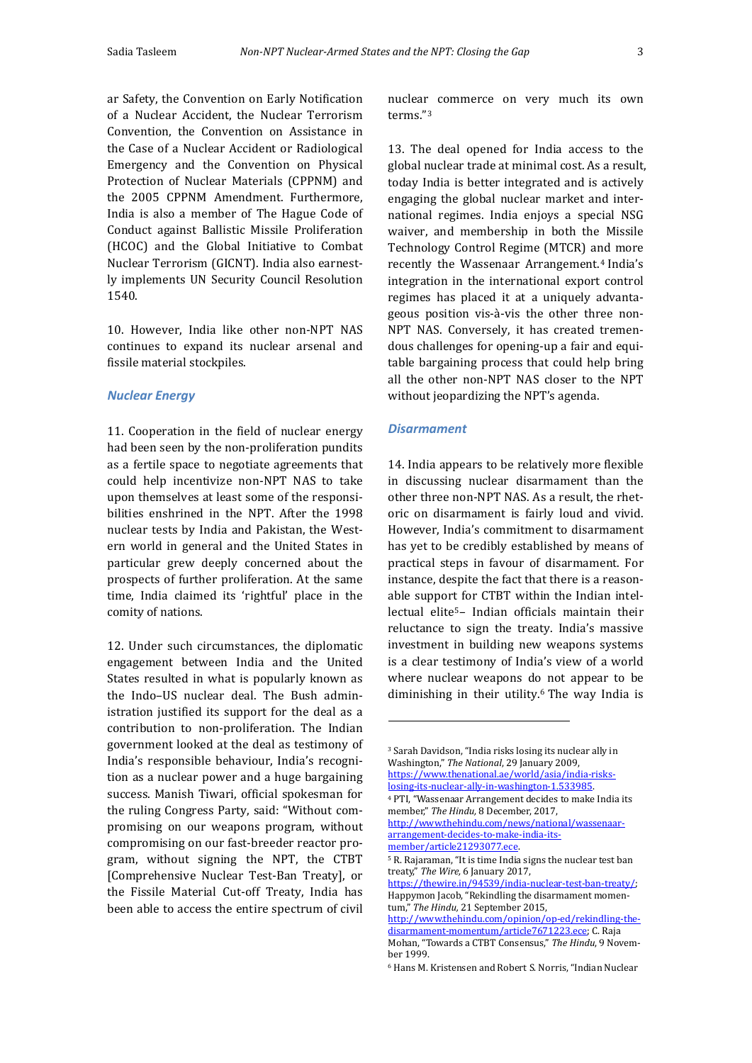ar Safety, the Convention on Early Notification of a Nuclear Accident, the Nuclear Terrorism Convention, the Convention on Assistance in the Case of a Nuclear Accident or Radiological Emergency and the Convention on Physical Protection of Nuclear Materials (CPPNM) and the 2005 CPPNM Amendment. Furthermore, India is also a member of The Hague Code of Conduct against Ballistic Missile Proliferation (HCOC) and the Global Initiative to Combat Nuclear Terrorism (GICNT). India also earnestly implements UN Security Council Resolution 1540.

10. However, India like other non-NPT NAS continues to expand its nuclear arsenal and fissile material stockpiles.

### *Nuclear Energy*

11. Cooperation in the field of nuclear energy had been seen by the non-proliferation pundits as a fertile space to negotiate agreements that could help incentivize non-NPT NAS to take upon themselves at least some of the responsibilities enshrined in the NPT. After the 1998 nuclear tests by India and Pakistan, the Western world in general and the United States in particular grew deeply concerned about the prospects of further proliferation. At the same time, India claimed its 'rightful' place in the comity of nations.

12. Under such circumstances, the diplomatic engagement between India and the United States resulted in what is popularly known as the Indo–US nuclear deal. The Bush administration justified its support for the deal as a contribution to non-proliferation. The Indian government looked at the deal as testimony of India's responsible behaviour, India's recognition as a nuclear power and a huge bargaining success. Manish Tiwari, official spokesman for the ruling Congress Party, said: "Without compromising on our weapons program, without compromising on our fast-breeder reactor program, without signing the NPT, the CTBT [Comprehensive Nuclear Test-Ban Treaty], or the Fissile Material Cut-off Treaty, India has been able to access the entire spectrum of civil nuclear commerce on very much its own terms."[3]

13. The deal opened for India access to the global nuclear trade at minimal cost. As a result, today India is better integrated and is actively engaging the global nuclear market and international regimes. India enjoys a special NSG waiver, and membership in both the Missile Technology Control Regime (MTCR) and more recently the Wassenaar Arrangement.[4] India's integration in the international export control regimes has placed it at a uniquely advantageous position vis-à-vis the other three non-NPT NAS. Conversely, it has created tremendous challenges for opening-up a fair and equitable bargaining process that could help bring all the other non-NPT NAS closer to the NPT without jeopardizing the NPT's agenda.

### *Disarmament*

14. India appears to be relatively more flexible in discussing nuclear disarmament than the other three non-NPT NAS. As a result, the rhetoric on disarmament is fairly loud and vivid. However, India's commitment to disarmament has yet to be credibly established by means of practical steps in favour of disarmament. For instance, despite the fact that there is a reasonable support for CTBT within the Indian intellectual elite[5]– Indian officials maintain their reluctance to sign the treaty. India's massive investment in building new weapons systems is a clear testimony of India's view of a world where nuclear weapons do not appear to be diminishing in their utility.[6] The way India is

---

[3] Sarah Davidson, "India risks losing its nuclear ally in Washington," *The National*, 29 January 2009, https://www.thenational.ae/world/asia/india-risks-losing-its-nuclear-ally-in-washington-1.533985.

[4] PTI, "Wassenaar Arrangement decides to make India its member," *The Hindu*, 8 December, 2017, http://www.thehindu.com/news/national/wassenaar-arrangement-decides-to-make-india-its-member/article21293077.ece.

[5] R. Rajaraman, "It is time India signs the nuclear test ban treaty," *The Wire*, 6 January 2017, https://thewire.in/94539/india-nuclear-test-ban-treaty/; Happymon Jacob, "Rekindling the disarmament momentum," *The Hindu*, 21 September 2015, http://www.thehindu.com/opinion/op-ed/rekindling-the-disarmament-momentum/article7671223.ece; C. Raja Mohan, "Towards a CTBT Consensus," *The Hindu*, 9 November 1999.

[6] Hans M. Kristensen and Robert S. Norris, "Indian Nuclear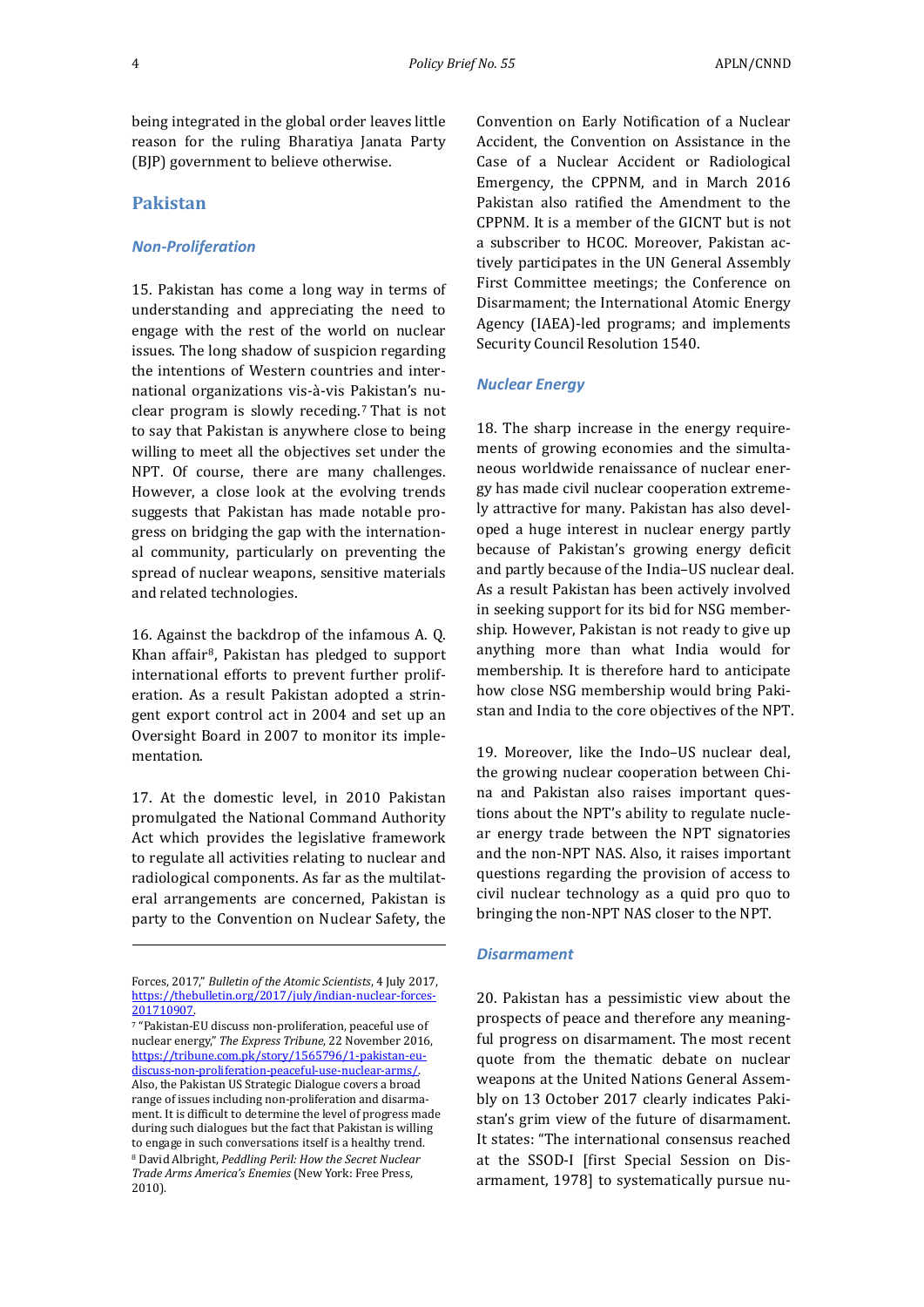being integrated in the global order leaves little reason for the ruling Bharatiya Janata Party (BJP) government to believe otherwise.

## Pakistan

### *Non-Proliferation*

15. Pakistan has come a long way in terms of understanding and appreciating the need to engage with the rest of the world on nuclear issues. The long shadow of suspicion regarding the intentions of Western countries and international organizations vis-à-vis Pakistan's nuclear program is slowly receding.[7] That is not to say that Pakistan is anywhere close to being willing to meet all the objectives set under the NPT. Of course, there are many challenges. However, a close look at the evolving trends suggests that Pakistan has made notable progress on bridging the gap with the international community, particularly on preventing the spread of nuclear weapons, sensitive materials and related technologies.

16. Against the backdrop of the infamous A. Q. Khan affair[8], Pakistan has pledged to support international efforts to prevent further proliferation. As a result Pakistan adopted a stringent export control act in 2004 and set up an Oversight Board in 2007 to monitor its implementation.

17. At the domestic level, in 2010 Pakistan promulgated the National Command Authority Act which provides the legislative framework to regulate all activities relating to nuclear and radiological components. As far as the multilateral arrangements are concerned, Pakistan is party to the Convention on Nuclear Safety, the Convention on Early Notification of a Nuclear Accident, the Convention on Assistance in the Case of a Nuclear Accident or Radiological Emergency, the CPPNM, and in March 2016 Pakistan also ratified the Amendment to the CPPNM. It is a member of the GICNT but is not a subscriber to HCOC. Moreover, Pakistan actively participates in the UN General Assembly First Committee meetings; the Conference on Disarmament; the International Atomic Energy Agency (IAEA)-led programs; and implements Security Council Resolution 1540.

### *Nuclear Energy*

18. The sharp increase in the energy requirements of growing economies and the simultaneous worldwide renaissance of nuclear energy has made civil nuclear cooperation extremely attractive for many. Pakistan has also developed a huge interest in nuclear energy partly because of Pakistan's growing energy deficit and partly because of the India–US nuclear deal. As a result Pakistan has been actively involved in seeking support for its bid for NSG membership. However, Pakistan is not ready to give up anything more than what India would for membership. It is therefore hard to anticipate how close NSG membership would bring Pakistan and India to the core objectives of the NPT.

19. Moreover, like the Indo–US nuclear deal, the growing nuclear cooperation between China and Pakistan also raises important questions about the NPT's ability to regulate nuclear energy trade between the NPT signatories and the non-NPT NAS. Also, it raises important questions regarding the provision of access to civil nuclear technology as a quid pro quo to bringing the non-NPT NAS closer to the NPT.

### *Disarmament*

20. Pakistan has a pessimistic view about the prospects of peace and therefore any meaningful progress on disarmament. The most recent quote from the thematic debate on nuclear weapons at the United Nations General Assembly on 13 October 2017 clearly indicates Pakistan's grim view of the future of disarmament. It states: "The international consensus reached at the SSOD-I [first Special Session on Disarmament, 1978] to systematically pursue nu-

---

Forces, 2017," *Bulletin of the Atomic Scientists*, 4 July 2017, https://thebulletin.org/2017/july/indian-nuclear-forces-201710907.

[7] "Pakistan-EU discuss non-proliferation, peaceful use of nuclear energy," *The Express Tribune*, 22 November 2016, https://tribune.com.pk/story/1565796/1-pakistan-eu-discuss-non-proliferation-peaceful-use-nuclear-arms/. Also, the Pakistan US Strategic Dialogue covers a broad range of issues including non-proliferation and disarmament. It is difficult to determine the level of progress made during such dialogues but the fact that Pakistan is willing to engage in such conversations itself is a healthy trend.

[8] David Albright, *Peddling Peril: How the Secret Nuclear Trade Arms America's Enemies* (New York: Free Press, 2010).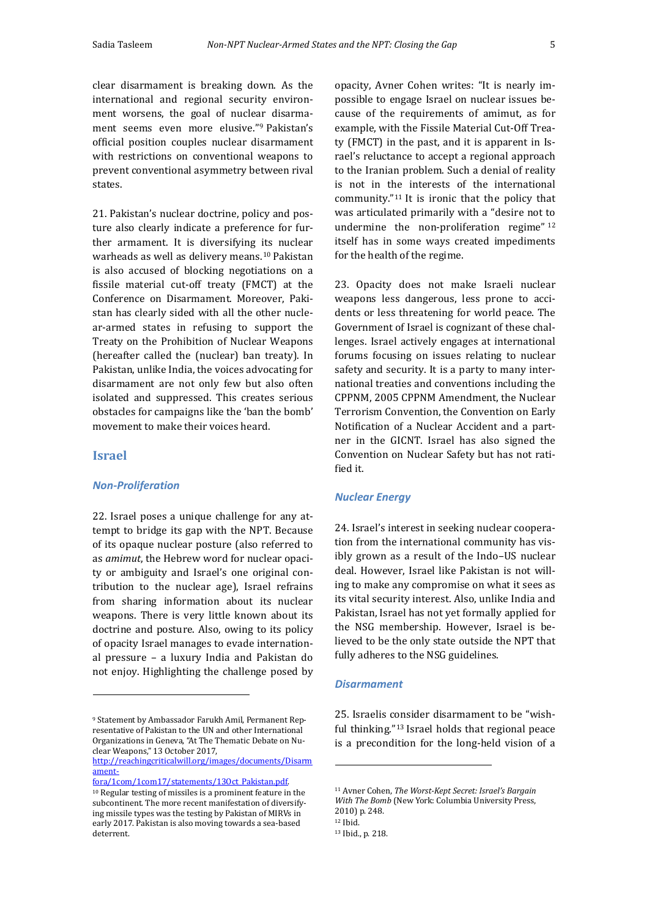clear disarmament is breaking down. As the international and regional security environment worsens, the goal of nuclear disarmament seems even more elusive."[9] Pakistan's official position couples nuclear disarmament with restrictions on conventional weapons to prevent conventional asymmetry between rival states.

21. Pakistan's nuclear doctrine, policy and posture also clearly indicate a preference for further armament. It is diversifying its nuclear warheads as well as delivery means.[10] Pakistan is also accused of blocking negotiations on a fissile material cut-off treaty (FMCT) at the Conference on Disarmament. Moreover, Pakistan has clearly sided with all the other nuclear-armed states in refusing to support the Treaty on the Prohibition of Nuclear Weapons (hereafter called the (nuclear) ban treaty). In Pakistan, unlike India, the voices advocating for disarmament are not only few but also often isolated and suppressed. This creates serious obstacles for campaigns like the 'ban the bomb' movement to make their voices heard.

## Israel

### *Non-Proliferation*

22. Israel poses a unique challenge for any attempt to bridge its gap with the NPT. Because of its opaque nuclear posture (also referred to as *amimut*, the Hebrew word for nuclear opacity or ambiguity and Israel's one original contribution to the nuclear age), Israel refrains from sharing information about its nuclear weapons. There is very little known about its doctrine and posture. Also, owing to its policy of opacity Israel manages to evade international pressure – a luxury India and Pakistan do not enjoy. Highlighting the challenge posed by opacity, Avner Cohen writes: "It is nearly impossible to engage Israel on nuclear issues because of the requirements of amimut, as for example, with the Fissile Material Cut-Off Treaty (FMCT) in the past, and it is apparent in Israel's reluctance to accept a regional approach to the Iranian problem. Such a denial of reality is not in the interests of the international community."[11] It is ironic that the policy that was articulated primarily with a "desire not to undermine the non-proliferation regime"[12] itself has in some ways created impediments for the health of the regime.

23. Opacity does not make Israeli nuclear weapons less dangerous, less prone to accidents or less threatening for world peace. The Government of Israel is cognizant of these challenges. Israel actively engages at international forums focusing on issues relating to nuclear safety and security. It is a party to many international treaties and conventions including the CPPNM, 2005 CPPNM Amendment, the Nuclear Terrorism Convention, the Convention on Early Notification of a Nuclear Accident and a partner in the GICNT. Israel has also signed the Convention on Nuclear Safety but has not ratified it.

### *Nuclear Energy*

24. Israel's interest in seeking nuclear cooperation from the international community has visibly grown as a result of the Indo–US nuclear deal. However, Israel like Pakistan is not willing to make any compromise on what it sees as its vital security interest. Also, unlike India and Pakistan, Israel has not yet formally applied for the NSG membership. However, Israel is believed to be the only state outside the NPT that fully adheres to the NSG guidelines.

### *Disarmament*

25. Israelis consider disarmament to be "wishful thinking."[13] Israel holds that regional peace is a precondition for the long-held vision of a

---

[9] Statement by Ambassador Farukh Amil, Permanent Representative of Pakistan to the UN and other International Organizations in Geneva, "At The Thematic Debate on Nuclear Weapons," 13 October 2017, http://reachingcriticalwill.org/images/documents/Disarmament-fora/1com/1com17/statements/13Oct_Pakistan.pdf.

[10] Regular testing of missiles is a prominent feature in the subcontinent. The more recent manifestation of diversifying missile types was the testing by Pakistan of MIRVs in early 2017. Pakistan is also moving towards a sea-based deterrent.

[11] Avner Cohen, *The Worst-Kept Secret: Israel's Bargain With The Bomb* (New York: Columbia University Press, 2010) p. 248.

[12] Ibid.

[13] Ibid., p. 218.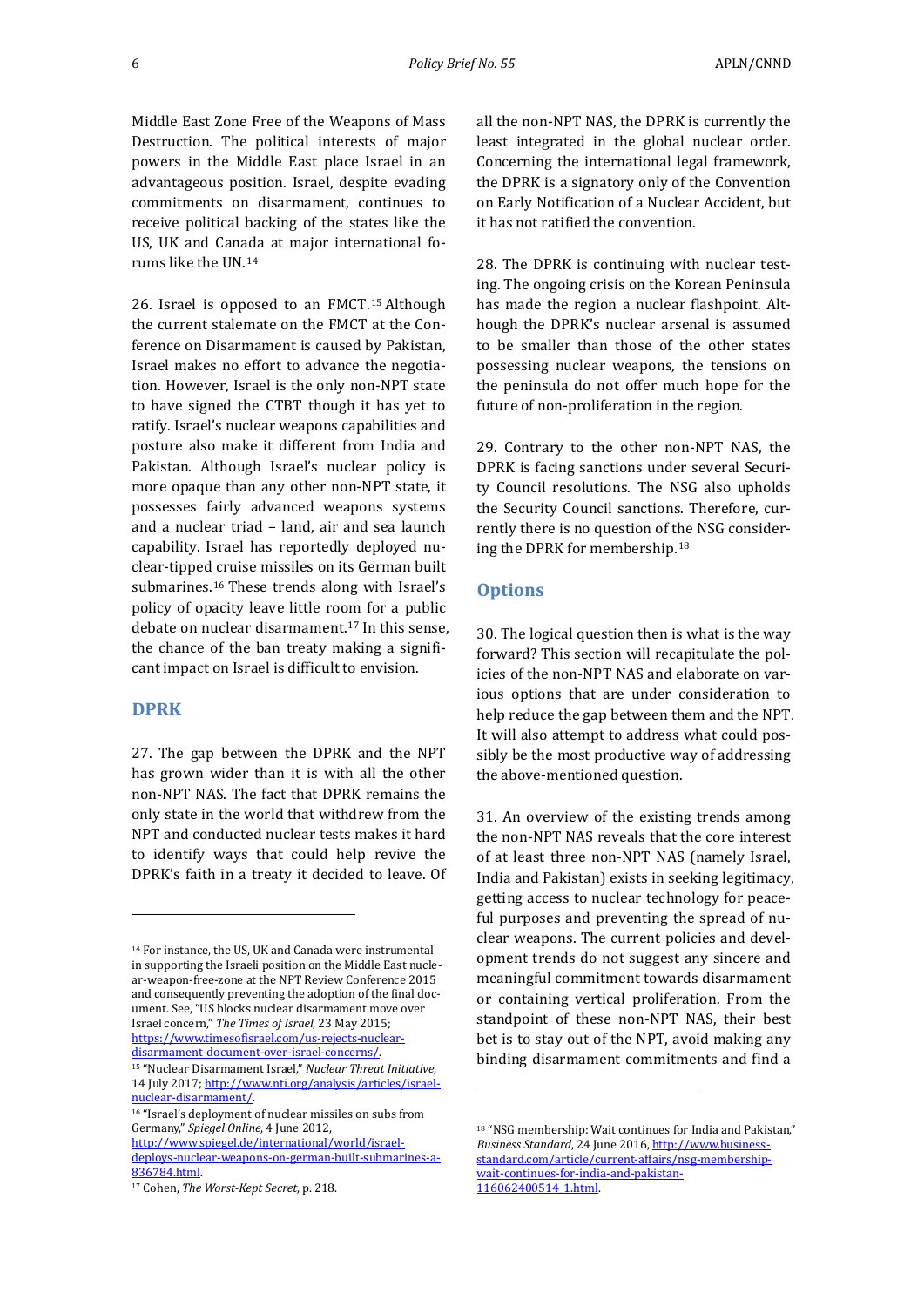Middle East Zone Free of the Weapons of Mass Destruction. The political interests of major powers in the Middle East place Israel in an advantageous position. Israel, despite evading commitments on disarmament, continues to receive political backing of the states like the US, UK and Canada at major international forums like the UN.[14]

26. Israel is opposed to an FMCT.[15] Although the current stalemate on the FMCT at the Conference on Disarmament is caused by Pakistan, Israel makes no effort to advance the negotiation. However, Israel is the only non-NPT state to have signed the CTBT though it has yet to ratify. Israel's nuclear weapons capabilities and posture also make it different from India and Pakistan. Although Israel's nuclear policy is more opaque than any other non-NPT state, it possesses fairly advanced weapons systems and a nuclear triad – land, air and sea launch capability. Israel has reportedly deployed nuclear-tipped cruise missiles on its German built submarines.[16] These trends along with Israel's policy of opacity leave little room for a public debate on nuclear disarmament.[17] In this sense, the chance of the ban treaty making a significant impact on Israel is difficult to envision.

## DPRK

27. The gap between the DPRK and the NPT has grown wider than it is with all the other non-NPT NAS. The fact that DPRK remains the only state in the world that withdrew from the NPT and conducted nuclear tests makes it hard to identify ways that could help revive the DPRK's faith in a treaty it decided to leave. Of all the non-NPT NAS, the DPRK is currently the least integrated in the global nuclear order. Concerning the international legal framework, the DPRK is a signatory only of the Convention on Early Notification of a Nuclear Accident, but it has not ratified the convention.

28. The DPRK is continuing with nuclear testing. The ongoing crisis on the Korean Peninsula has made the region a nuclear flashpoint. Although the DPRK's nuclear arsenal is assumed to be smaller than those of the other states possessing nuclear weapons, the tensions on the peninsula do not offer much hope for the future of non-proliferation in the region.

29. Contrary to the other non-NPT NAS, the DPRK is facing sanctions under several Security Council resolutions. The NSG also upholds the Security Council sanctions. Therefore, currently there is no question of the NSG considering the DPRK for membership.[18]

## Options

30. The logical question then is what is the way forward? This section will recapitulate the policies of the non-NPT NAS and elaborate on various options that are under consideration to help reduce the gap between them and the NPT. It will also attempt to address what could possibly be the most productive way of addressing the above-mentioned question.

31. An overview of the existing trends among the non-NPT NAS reveals that the core interest of at least three non-NPT NAS (namely Israel, India and Pakistan) exists in seeking legitimacy, getting access to nuclear technology for peaceful purposes and preventing the spread of nuclear weapons. The current policies and development trends do not suggest any sincere and meaningful commitment towards disarmament or containing vertical proliferation. From the standpoint of these non-NPT NAS, their best bet is to stay out of the NPT, avoid making any binding disarmament commitments and find a

---

[14] For instance, the US, UK and Canada were instrumental in supporting the Israeli position on the Middle East nuclear-weapon-free-zone at the NPT Review Conference 2015 and consequently preventing the adoption of the final document. See, "US blocks nuclear disarmament move over Israel concern," *The Times of Israel*, 23 May 2015; https://www.timesofisrael.com/us-rejects-nuclear-disarmament-document-over-israel-concerns/.

[15] "Nuclear Disarmament Israel," *Nuclear Threat Initiative*, 14 July 2017; http://www.nti.org/analysis/articles/israel-nuclear-disarmament/.

[16] "Israel's deployment of nuclear missiles on subs from Germany," *Spiegel Online*, 4 June 2012, http://www.spiegel.de/international/world/israel-deploys-nuclear-weapons-on-german-built-submarines-a-836784.html.

[17] Cohen, *The Worst-Kept Secret*, p. 218.

[18] "NSG membership: Wait continues for India and Pakistan," *Business Standard*, 24 June 2016, http://www.business-standard.com/article/current-affairs/nsg-membership-wait-continues-for-india-and-pakistan-116062400514_1.html.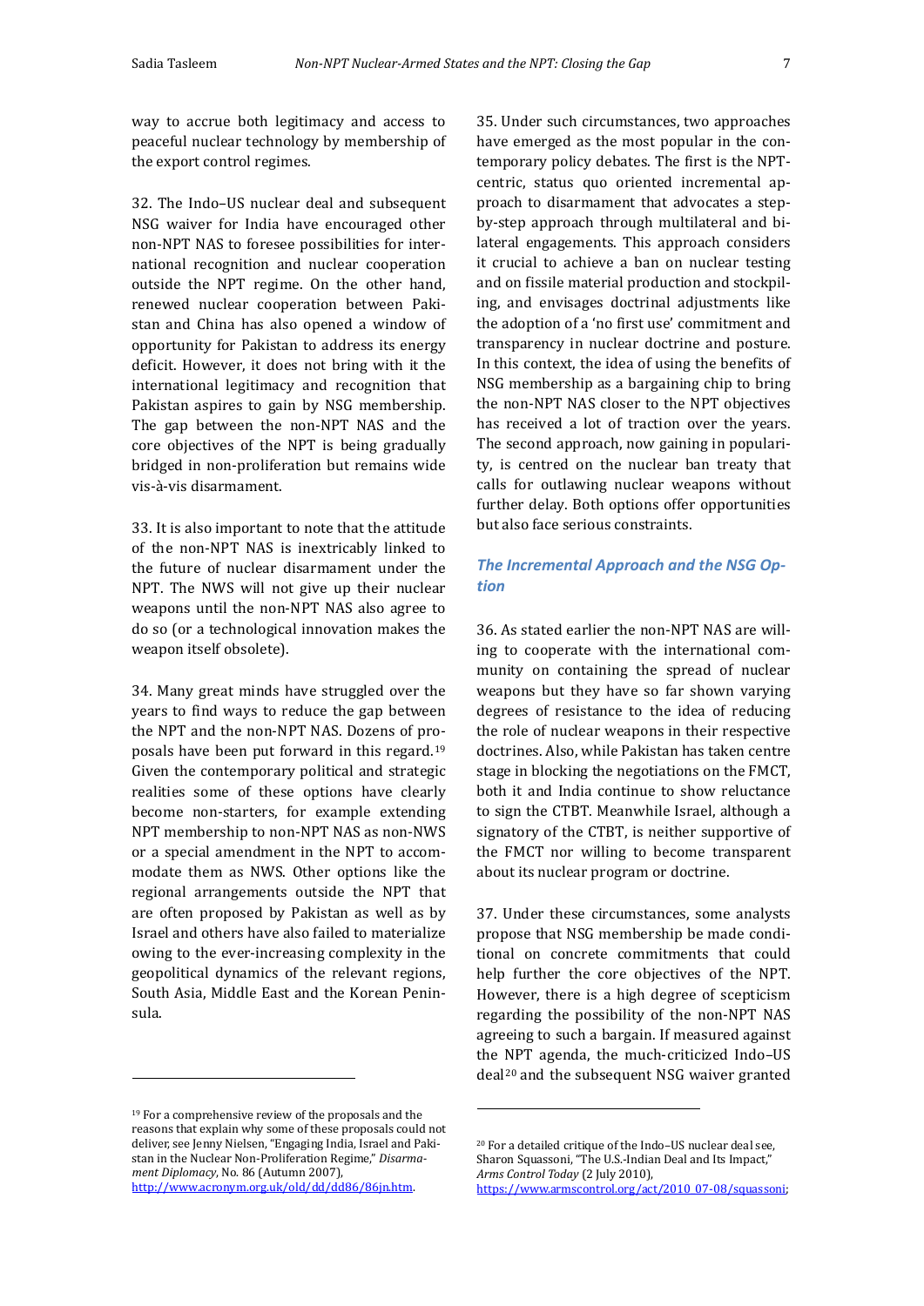way to accrue both legitimacy and access to peaceful nuclear technology by membership of the export control regimes.

32. The Indo–US nuclear deal and subsequent NSG waiver for India have encouraged other non-NPT NAS to foresee possibilities for international recognition and nuclear cooperation outside the NPT regime. On the other hand, renewed nuclear cooperation between Pakistan and China has also opened a window of opportunity for Pakistan to address its energy deficit. However, it does not bring with it the international legitimacy and recognition that Pakistan aspires to gain by NSG membership. The gap between the non-NPT NAS and the core objectives of the NPT is being gradually bridged in non-proliferation but remains wide vis-à-vis disarmament.

33. It is also important to note that the attitude of the non-NPT NAS is inextricably linked to the future of nuclear disarmament under the NPT. The NWS will not give up their nuclear weapons until the non-NPT NAS also agree to do so (or a technological innovation makes the weapon itself obsolete).

34. Many great minds have struggled over the years to find ways to reduce the gap between the NPT and the non-NPT NAS. Dozens of proposals have been put forward in this regard.[19] Given the contemporary political and strategic realities some of these options have clearly become non-starters, for example extending NPT membership to non-NPT NAS as non-NWS or a special amendment in the NPT to accommodate them as NWS. Other options like the regional arrangements outside the NPT that are often proposed by Pakistan as well as by Israel and others have also failed to materialize owing to the ever-increasing complexity in the geopolitical dynamics of the relevant regions, South Asia, Middle East and the Korean Peninsula.

35. Under such circumstances, two approaches have emerged as the most popular in the contemporary policy debates. The first is the NPT-centric, status quo oriented incremental approach to disarmament that advocates a step-by-step approach through multilateral and bilateral engagements. This approach considers it crucial to achieve a ban on nuclear testing and on fissile material production and stockpiling, and envisages doctrinal adjustments like the adoption of a 'no first use' commitment and transparency in nuclear doctrine and posture. In this context, the idea of using the benefits of NSG membership as a bargaining chip to bring the non-NPT NAS closer to the NPT objectives has received a lot of traction over the years. The second approach, now gaining in popularity, is centred on the nuclear ban treaty that calls for outlawing nuclear weapons without further delay. Both options offer opportunities but also face serious constraints.

### *The Incremental Approach and the NSG Option*

36. As stated earlier the non-NPT NAS are willing to cooperate with the international community on containing the spread of nuclear weapons but they have so far shown varying degrees of resistance to the idea of reducing the role of nuclear weapons in their respective doctrines. Also, while Pakistan has taken centre stage in blocking the negotiations on the FMCT, both it and India continue to show reluctance to sign the CTBT. Meanwhile Israel, although a signatory of the CTBT, is neither supportive of the FMCT nor willing to become transparent about its nuclear program or doctrine.

37. Under these circumstances, some analysts propose that NSG membership be made conditional on concrete commitments that could help further the core objectives of the NPT. However, there is a high degree of scepticism regarding the possibility of the non-NPT NAS agreeing to such a bargain. If measured against the NPT agenda, the much-criticized Indo–US deal[20] and the subsequent NSG waiver granted

---

[19] For a comprehensive review of the proposals and the reasons that explain why some of these proposals could not deliver, see Jenny Nielsen, "Engaging India, Israel and Pakistan in the Nuclear Non-Proliferation Regime," *Disarmament Diplomacy*, No. 86 (Autumn 2007), http://www.acronym.org.uk/old/dd/dd86/86jn.htm.

[20] For a detailed critique of the Indo–US nuclear deal see, Sharon Squassoni, "The U.S.-Indian Deal and Its Impact," *Arms Control Today* (2 July 2010), https://www.armscontrol.org/act/2010_07-08/squassoni;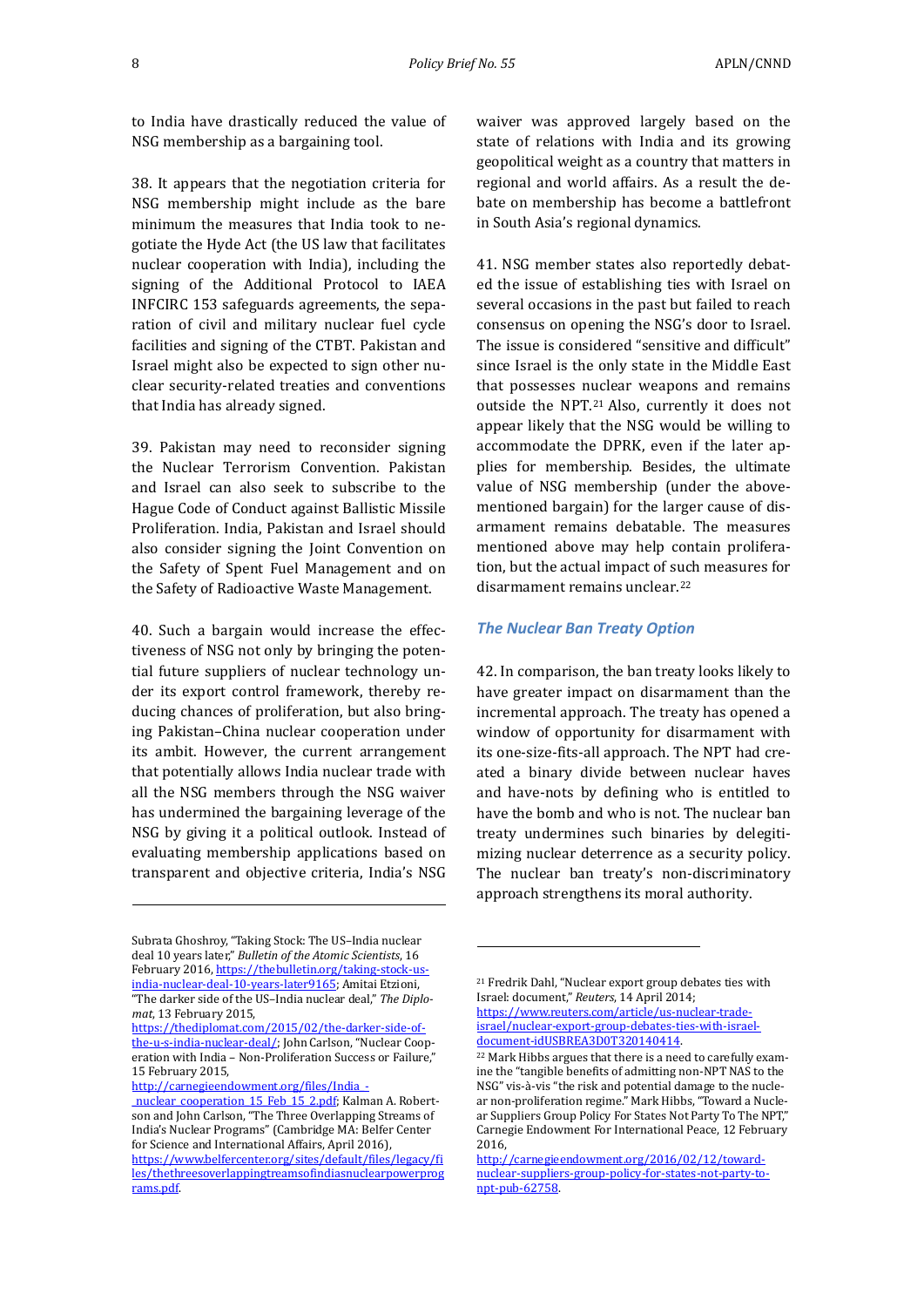to India have drastically reduced the value of NSG membership as a bargaining tool.

38. It appears that the negotiation criteria for NSG membership might include as the bare minimum the measures that India took to negotiate the Hyde Act (the US law that facilitates nuclear cooperation with India), including the signing of the Additional Protocol to IAEA INFCIRC 153 safeguards agreements, the separation of civil and military nuclear fuel cycle facilities and signing of the CTBT. Pakistan and Israel might also be expected to sign other nuclear security-related treaties and conventions that India has already signed.

39. Pakistan may need to reconsider signing the Nuclear Terrorism Convention. Pakistan and Israel can also seek to subscribe to the Hague Code of Conduct against Ballistic Missile Proliferation. India, Pakistan and Israel should also consider signing the Joint Convention on the Safety of Spent Fuel Management and on the Safety of Radioactive Waste Management.

40. Such a bargain would increase the effectiveness of NSG not only by bringing the potential future suppliers of nuclear technology under its export control framework, thereby reducing chances of proliferation, but also bringing Pakistan–China nuclear cooperation under its ambit. However, the current arrangement that potentially allows India nuclear trade with all the NSG members through the NSG waiver has undermined the bargaining leverage of the NSG by giving it a political outlook. Instead of evaluating membership applications based on transparent and objective criteria, India's NSG waiver was approved largely based on the state of relations with India and its growing geopolitical weight as a country that matters in regional and world affairs. As a result the debate on membership has become a battlefront in South Asia's regional dynamics.

41. NSG member states also reportedly debated the issue of establishing ties with Israel on several occasions in the past but failed to reach consensus on opening the NSG's door to Israel. The issue is considered "sensitive and difficult" since Israel is the only state in the Middle East that possesses nuclear weapons and remains outside the NPT.[21] Also, currently it does not appear likely that the NSG would be willing to accommodate the DPRK, even if the later applies for membership. Besides, the ultimate value of NSG membership (under the above-mentioned bargain) for the larger cause of disarmament remains debatable. The measures mentioned above may help contain proliferation, but the actual impact of such measures for disarmament remains unclear.[22]

### *The Nuclear Ban Treaty Option*

42. In comparison, the ban treaty looks likely to have greater impact on disarmament than the incremental approach. The treaty has opened a window of opportunity for disarmament with its one-size-fits-all approach. The NPT had created a binary divide between nuclear haves and have-nots by defining who is entitled to have the bomb and who is not. The nuclear ban treaty undermines such binaries by delegitimizing nuclear deterrence as a security policy. The nuclear ban treaty's non-discriminatory approach strengthens its moral authority.

---

Subrata Ghoshroy, "Taking Stock: The US–India nuclear deal 10 years later," *Bulletin of the Atomic Scientists*, 16 February 2016, https://thebulletin.org/taking-stock-us-india-nuclear-deal-10-years-later9165; Amitai Etzioni, "The darker side of the US–India nuclear deal," *The Diplomat*, 13 February 2015, https://thediplomat.com/2015/02/the-darker-side-of-the-u-s-india-nuclear-deal/; John Carlson, "Nuclear Cooperation with India – Non-Proliferation Success or Failure," 15 February 2015, http://carnegieendowment.org/files/India_-_nuclear_cooperation_15_Feb_15_2.pdf; Kalman A. Robertson and John Carlson, "The Three Overlapping Streams of India's Nuclear Programs" (Cambridge MA: Belfer Center for Science and International Affairs, April 2016), https://www.belfercenter.org/sites/default/files/legacy/files/thethreesoverlappingtreamsofindiasnuclearpowerprograms.pdf.

[21] Fredrik Dahl, "Nuclear export group debates ties with Israel: document," *Reuters*, 14 April 2014; https://www.reuters.com/article/us-nuclear-trade-israel/nuclear-export-group-debates-ties-with-israel-document-idUSBREA3D0T320140414.

[22] Mark Hibbs argues that there is a need to carefully examine the "tangible benefits of admitting non-NPT NAS to the NSG" vis-à-vis "the risk and potential damage to the nuclear non-proliferation regime." Mark Hibbs, "Toward a Nuclear Suppliers Group Policy For States Not Party To The NPT," Carnegie Endowment For International Peace, 12 February 2016, http://carnegieendowment.org/2016/02/12/toward-nuclear-suppliers-group-policy-for-states-not-party-to-npt-pub-62758.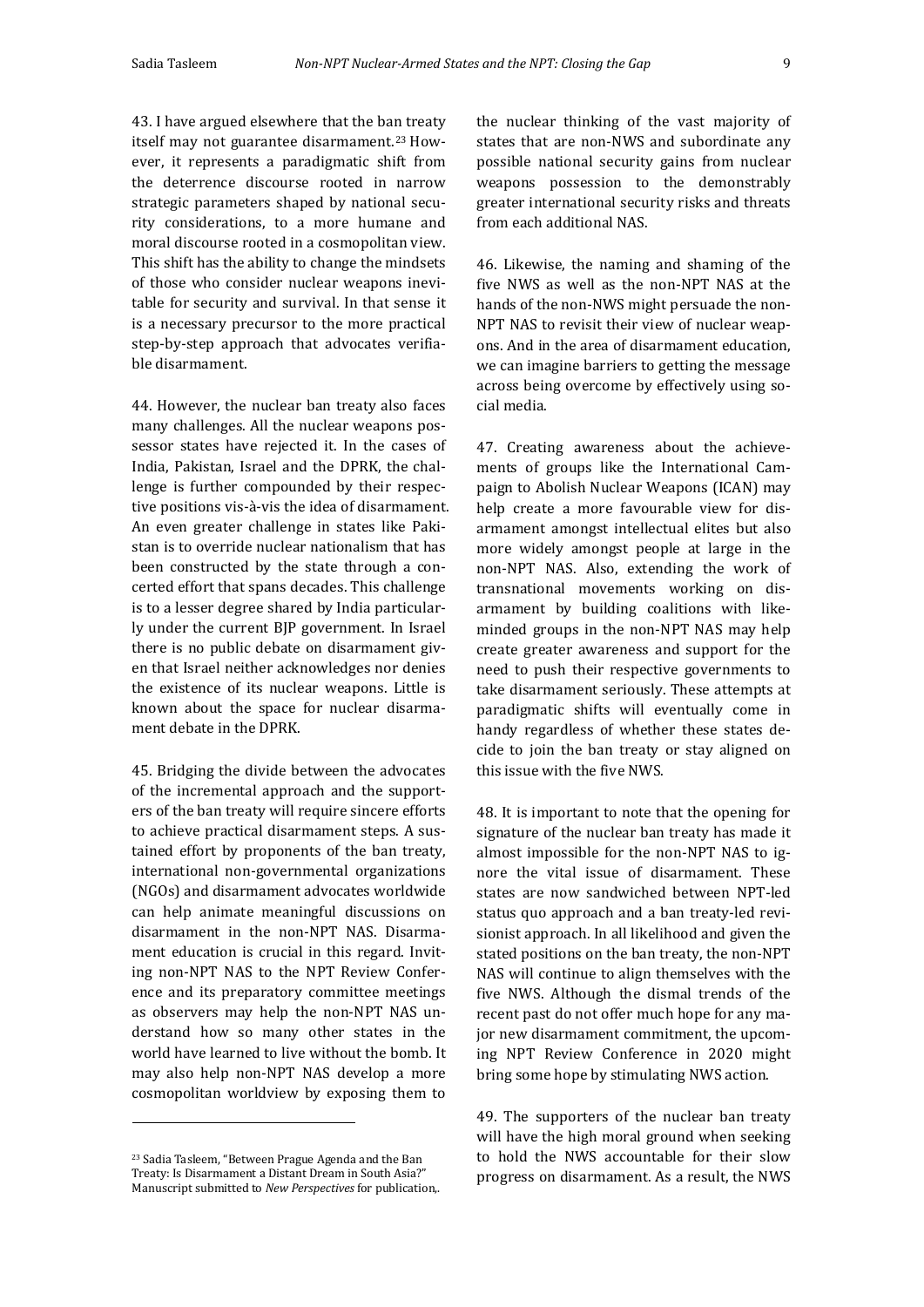43. I have argued elsewhere that the ban treaty itself may not guarantee disarmament.[23] However, it represents a paradigmatic shift from the deterrence discourse rooted in narrow strategic parameters shaped by national security considerations, to a more humane and moral discourse rooted in a cosmopolitan view. This shift has the ability to change the mindsets of those who consider nuclear weapons inevitable for security and survival. In that sense it is a necessary precursor to the more practical step-by-step approach that advocates verifiable disarmament.

44. However, the nuclear ban treaty also faces many challenges. All the nuclear weapons possessor states have rejected it. In the cases of India, Pakistan, Israel and the DPRK, the challenge is further compounded by their respective positions vis-à-vis the idea of disarmament. An even greater challenge in states like Pakistan is to override nuclear nationalism that has been constructed by the state through a concerted effort that spans decades. This challenge is to a lesser degree shared by India particularly under the current BJP government. In Israel there is no public debate on disarmament given that Israel neither acknowledges nor denies the existence of its nuclear weapons. Little is known about the space for nuclear disarmament debate in the DPRK.

45. Bridging the divide between the advocates of the incremental approach and the supporters of the ban treaty will require sincere efforts to achieve practical disarmament steps. A sustained effort by proponents of the ban treaty, international non-governmental organizations (NGOs) and disarmament advocates worldwide can help animate meaningful discussions on disarmament in the non-NPT NAS. Disarmament education is crucial in this regard. Inviting non-NPT NAS to the NPT Review Conference and its preparatory committee meetings as observers may help the non-NPT NAS understand how so many other states in the world have learned to live without the bomb. It may also help non-NPT NAS develop a more cosmopolitan worldview by exposing them to the nuclear thinking of the vast majority of states that are non-NWS and subordinate any possible national security gains from nuclear weapons possession to the demonstrably greater international security risks and threats from each additional NAS.

46. Likewise, the naming and shaming of the five NWS as well as the non-NPT NAS at the hands of the non-NWS might persuade the non-NPT NAS to revisit their view of nuclear weapons. And in the area of disarmament education, we can imagine barriers to getting the message across being overcome by effectively using social media.

47. Creating awareness about the achievements of groups like the International Campaign to Abolish Nuclear Weapons (ICAN) may help create a more favourable view for disarmament amongst intellectual elites but also more widely amongst people at large in the non-NPT NAS. Also, extending the work of transnational movements working on disarmament by building coalitions with like-minded groups in the non-NPT NAS may help create greater awareness and support for the need to push their respective governments to take disarmament seriously. These attempts at paradigmatic shifts will eventually come in handy regardless of whether these states decide to join the ban treaty or stay aligned on this issue with the five NWS.

48. It is important to note that the opening for signature of the nuclear ban treaty has made it almost impossible for the non-NPT NAS to ignore the vital issue of disarmament. These states are now sandwiched between NPT-led status quo approach and a ban treaty-led revisionist approach. In all likelihood and given the stated positions on the ban treaty, the non-NPT NAS will continue to align themselves with the five NWS. Although the dismal trends of the recent past do not offer much hope for any major new disarmament commitment, the upcoming NPT Review Conference in 2020 might bring some hope by stimulating NWS action.

49. The supporters of the nuclear ban treaty will have the high moral ground when seeking to hold the NWS accountable for their slow progress on disarmament. As a result, the NWS

[23] Sadia Tasleem, "Between Prague Agenda and the Ban Treaty: Is Disarmament a Distant Dream in South Asia?" Manuscript submitted to *New Perspectives* for publication,.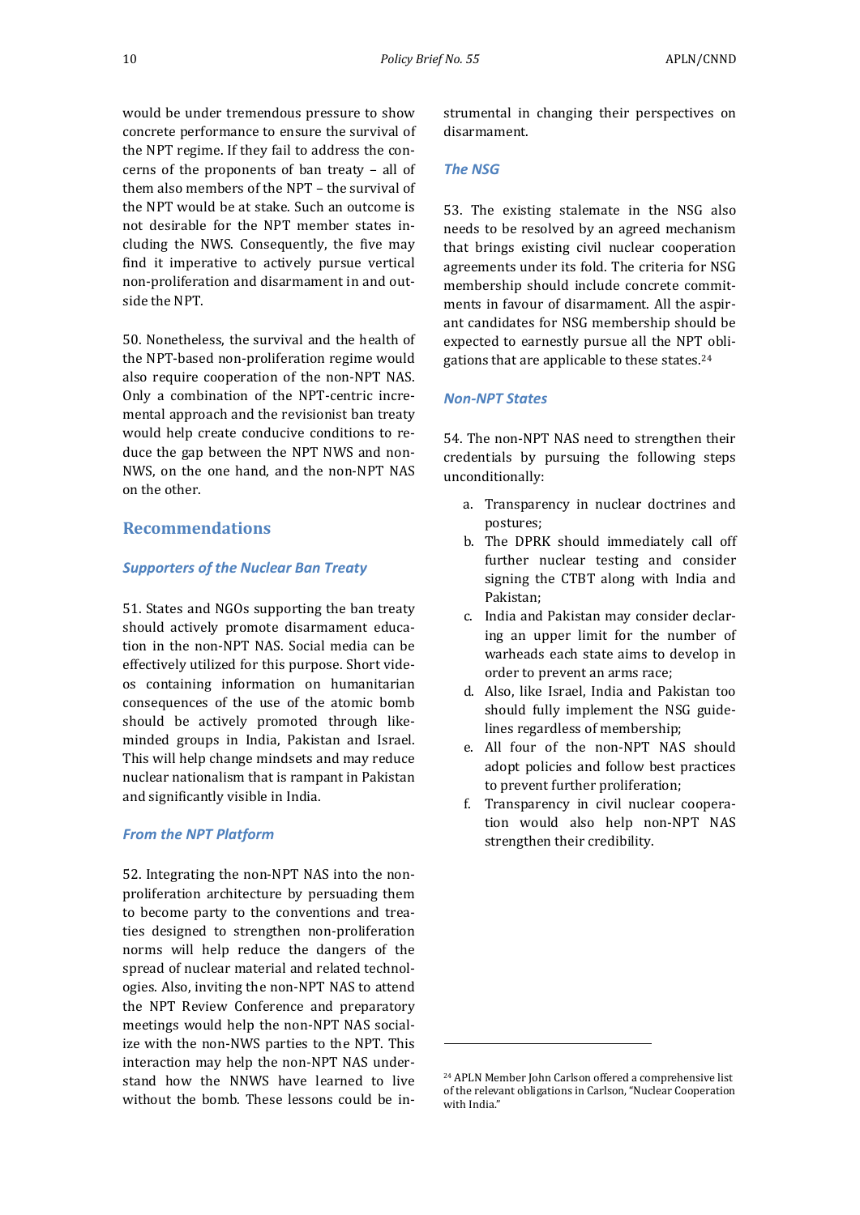would be under tremendous pressure to show concrete performance to ensure the survival of the NPT regime. If they fail to address the concerns of the proponents of ban treaty – all of them also members of the NPT – the survival of the NPT would be at stake. Such an outcome is not desirable for the NPT member states including the NWS. Consequently, the five may find it imperative to actively pursue vertical non-proliferation and disarmament in and outside the NPT.

50. Nonetheless, the survival and the health of the NPT-based non-proliferation regime would also require cooperation of the non-NPT NAS. Only a combination of the NPT-centric incremental approach and the revisionist ban treaty would help create conducive conditions to reduce the gap between the NPT NWS and non-NWS, on the one hand, and the non-NPT NAS on the other.

## Recommendations

### *Supporters of the Nuclear Ban Treaty*

51. States and NGOs supporting the ban treaty should actively promote disarmament education in the non-NPT NAS. Social media can be effectively utilized for this purpose. Short videos containing information on humanitarian consequences of the use of the atomic bomb should be actively promoted through like-minded groups in India, Pakistan and Israel. This will help change mindsets and may reduce nuclear nationalism that is rampant in Pakistan and significantly visible in India.

### *From the NPT Platform*

52. Integrating the non-NPT NAS into the non-proliferation architecture by persuading them to become party to the conventions and treaties designed to strengthen non-proliferation norms will help reduce the dangers of the spread of nuclear material and related technologies. Also, inviting the non-NPT NAS to attend the NPT Review Conference and preparatory meetings would help the non-NPT NAS socialize with the non-NWS parties to the NPT. This interaction may help the non-NPT NAS understand how the NNWS have learned to live without the bomb. These lessons could be instrumental in changing their perspectives on disarmament.

### *The NSG*

53. The existing stalemate in the NSG also needs to be resolved by an agreed mechanism that brings existing civil nuclear cooperation agreements under its fold. The criteria for NSG membership should include concrete commitments in favour of disarmament. All the aspirant candidates for NSG membership should be expected to earnestly pursue all the NPT obligations that are applicable to these states.[24]

### *Non-NPT States*

54. The non-NPT NAS need to strengthen their credentials by pursuing the following steps unconditionally:

a. Transparency in nuclear doctrines and postures;
b. The DPRK should immediately call off further nuclear testing and consider signing the CTBT along with India and Pakistan;
c. India and Pakistan may consider declaring an upper limit for the number of warheads each state aims to develop in order to prevent an arms race;
d. Also, like Israel, India and Pakistan too should fully implement the NSG guidelines regardless of membership;
e. All four of the non-NPT NAS should adopt policies and follow best practices to prevent further proliferation;
f. Transparency in civil nuclear cooperation would also help non-NPT NAS strengthen their credibility.

---

[24] APLN Member John Carlson offered a comprehensive list of the relevant obligations in Carlson, "Nuclear Cooperation with India."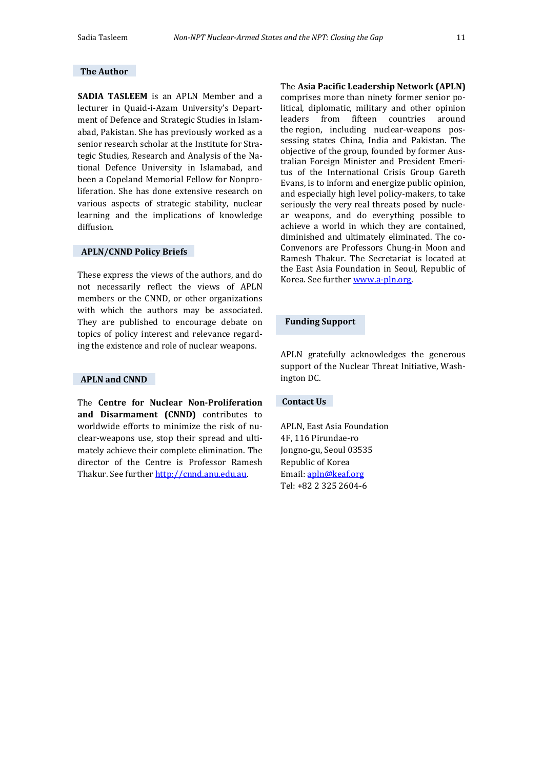## The Author

**SADIA TASLEEM** is an APLN Member and a lecturer in Quaid-i-Azam University's Department of Defence and Strategic Studies in Islamabad, Pakistan. She has previously worked as a senior research scholar at the Institute for Strategic Studies, Research and Analysis of the National Defence University in Islamabad, and been a Copeland Memorial Fellow for Nonproliferation. She has done extensive research on various aspects of strategic stability, nuclear learning and the implications of knowledge diffusion.

## APLN/CNND Policy Briefs

These express the views of the authors, and do not necessarily reflect the views of APLN members or the CNND, or other organizations with which the authors may be associated. They are published to encourage debate on topics of policy interest and relevance regarding the existence and role of nuclear weapons.

## APLN and CNND

The **Centre for Nuclear Non-Proliferation and Disarmament (CNND)** contributes to worldwide efforts to minimize the risk of nuclear-weapons use, stop their spread and ultimately achieve their complete elimination. The director of the Centre is Professor Ramesh Thakur. See further http://cnnd.anu.edu.au.

The **Asia Pacific Leadership Network (APLN)** comprises more than ninety former senior political, diplomatic, military and other opinion leaders from fifteen countries around the region, including nuclear-weapons possessing states China, India and Pakistan. The objective of the group, founded by former Australian Foreign Minister and President Emeritus of the International Crisis Group Gareth Evans, is to inform and energize public opinion, and especially high level policy-makers, to take seriously the very real threats posed by nuclear weapons, and do everything possible to achieve a world in which they are contained, diminished and ultimately eliminated. The co-Convenors are Professors Chung-in Moon and Ramesh Thakur. The Secretariat is located at the East Asia Foundation in Seoul, Republic of Korea. See further www.a-pln.org.

## Funding Support

APLN gratefully acknowledges the generous support of the Nuclear Threat Initiative, Washington DC.

## Contact Us

APLN, East Asia Foundation
4F, 116 Pirundae-ro
Jongno-gu, Seoul 03535
Republic of Korea
Email: apln@keaf.org
Tel: +82 2 325 2604-6